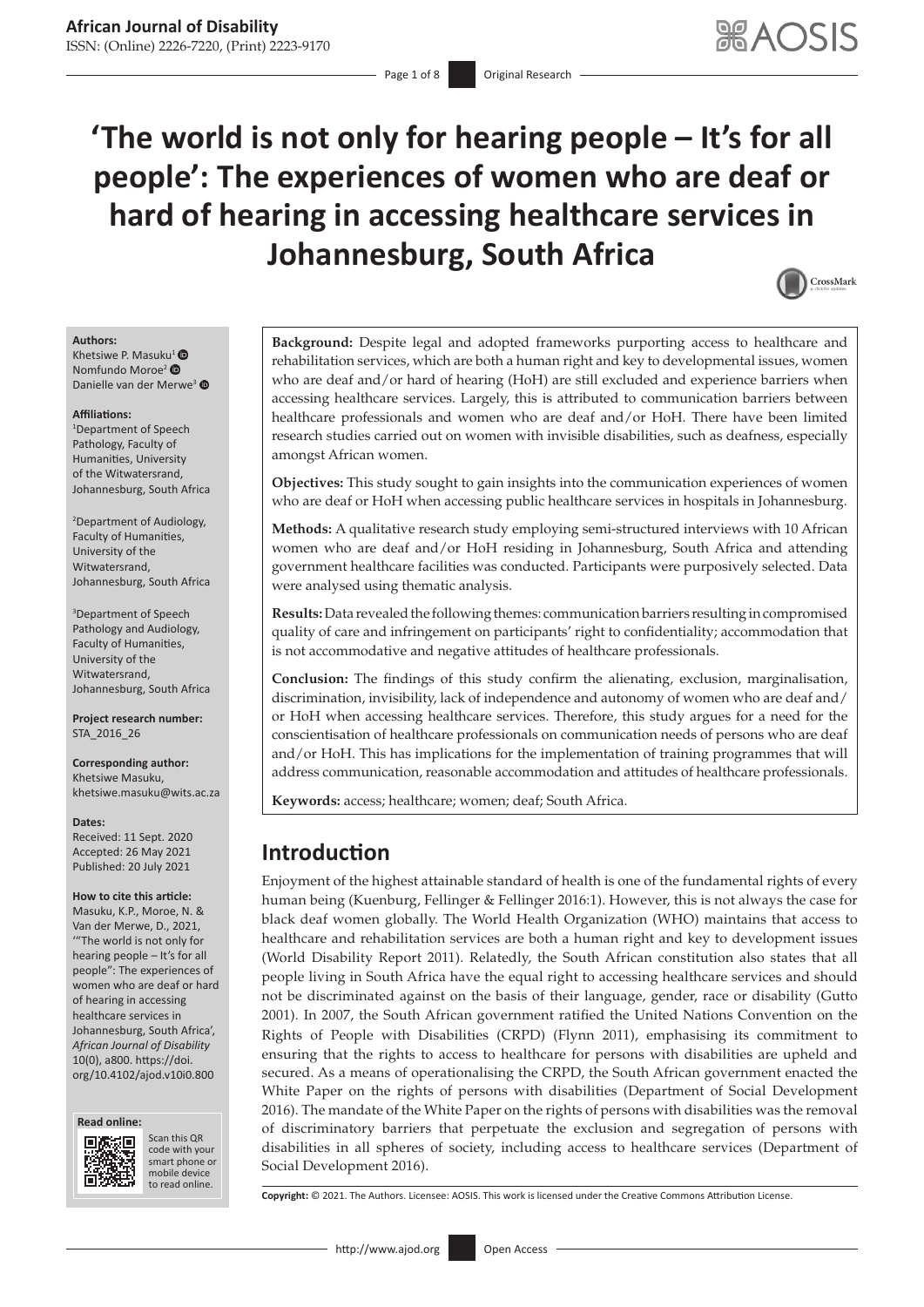# 'The world is not only for hearing people – It's for all people': The experiences of women who are deaf or hard of hearing in accessing healthcare services in Johannesburg, South Africa

**Authors:**
Khetsiwe P. Masuku[1]
Nomfundo Moroe[2]
Danielle van der Merwe[3]

**Affiliations:**
[1]Department of Speech Pathology, Faculty of Humanities, University of the Witwatersrand, Johannesburg, South Africa

[2]Department of Audiology, Faculty of Humanities, University of the Witwatersrand, Johannesburg, South Africa

[3]Department of Speech Pathology and Audiology, Faculty of Humanities, University of the Witwatersrand, Johannesburg, South Africa

**Project research number:**
STA_2016_26

**Corresponding author:**
Khetsiwe Masuku,
khetsiwe.masuku@wits.ac.za

**Dates:**
Received: 11 Sept. 2020
Accepted: 26 May 2021
Published: 20 July 2021

**How to cite this article:**
Masuku, K.P., Moroe, N. & Van der Merwe, D., 2021, '"The world is not only for hearing people – It's for all people": The experiences of women who are deaf or hard of hearing in accessing healthcare services in Johannesburg, South Africa', *African Journal of Disability* 10(0), a800. https://doi.org/10.4102/ajod.v10i0.800

**Copyright:** © 2021. The Authors. Licensee: AOSIS. This work is licensed under the Creative Commons Attribution License.

**Background:** Despite legal and adopted frameworks purporting access to healthcare and rehabilitation services, which are both a human right and key to developmental issues, women who are deaf and/or hard of hearing (HoH) are still excluded and experience barriers when accessing healthcare services. Largely, this is attributed to communication barriers between healthcare professionals and women who are deaf and/or HoH. There have been limited research studies carried out on women with invisible disabilities, such as deafness, especially amongst African women.

**Objectives:** This study sought to gain insights into the communication experiences of women who are deaf or HoH when accessing public healthcare services in hospitals in Johannesburg.

**Methods:** A qualitative research study employing semi-structured interviews with 10 African women who are deaf and/or HoH residing in Johannesburg, South Africa and attending government healthcare facilities was conducted. Participants were purposively selected. Data were analysed using thematic analysis.

**Results:** Data revealed the following themes: communication barriers resulting in compromised quality of care and infringement on participants' right to confidentiality; accommodation that is not accommodative and negative attitudes of healthcare professionals.

**Conclusion:** The findings of this study confirm the alienating, exclusion, marginalisation, discrimination, invisibility, lack of independence and autonomy of women who are deaf and/or HoH when accessing healthcare services. Therefore, this study argues for a need for the conscientisation of healthcare professionals on communication needs of persons who are deaf and/or HoH. This has implications for the implementation of training programmes that will address communication, reasonable accommodation and attitudes of healthcare professionals.

**Keywords:** access; healthcare; women; deaf; South Africa.

## Introduction

Enjoyment of the highest attainable standard of health is one of the fundamental rights of every human being (Kuenburg, Fellinger & Fellinger 2016:1). However, this is not always the case for black deaf women globally. The World Health Organization (WHO) maintains that access to healthcare and rehabilitation services are both a human right and key to development issues (World Disability Report 2011). Relatedly, the South African constitution also states that all people living in South Africa have the equal right to accessing healthcare services and should not be discriminated against on the basis of their language, gender, race or disability (Gutto 2001). In 2007, the South African government ratified the United Nations Convention on the Rights of People with Disabilities (CRPD) (Flynn 2011), emphasising its commitment to ensuring that the rights to access to healthcare for persons with disabilities are upheld and secured. As a means of operationalising the CRPD, the South African government enacted the White Paper on the rights of persons with disabilities (Department of Social Development 2016). The mandate of the White Paper on the rights of persons with disabilities was the removal of discriminatory barriers that perpetuate the exclusion and segregation of persons with disabilities in all spheres of society, including access to healthcare services (Department of Social Development 2016).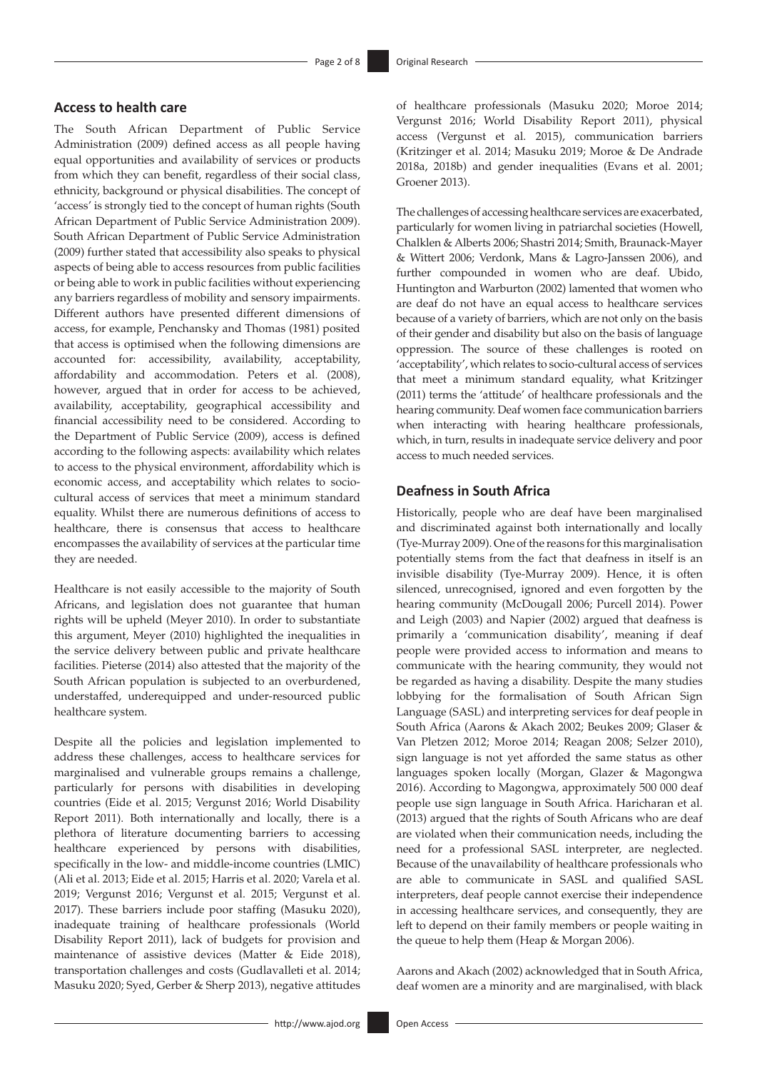## Access to health care

The South African Department of Public Service Administration (2009) defined access as all people having equal opportunities and availability of services or products from which they can benefit, regardless of their social class, ethnicity, background or physical disabilities. The concept of 'access' is strongly tied to the concept of human rights (South African Department of Public Service Administration 2009). South African Department of Public Service Administration (2009) further stated that accessibility also speaks to physical aspects of being able to access resources from public facilities or being able to work in public facilities without experiencing any barriers regardless of mobility and sensory impairments. Different authors have presented different dimensions of access, for example, Penchansky and Thomas (1981) posited that access is optimised when the following dimensions are accounted for: accessibility, availability, acceptability, affordability and accommodation. Peters et al. (2008), however, argued that in order for access to be achieved, availability, acceptability, geographical accessibility and financial accessibility need to be considered. According to the Department of Public Service (2009), access is defined according to the following aspects: availability which relates to access to the physical environment, affordability which is economic access, and acceptability which relates to socio-cultural access of services that meet a minimum standard equality. Whilst there are numerous definitions of access to healthcare, there is consensus that access to healthcare encompasses the availability of services at the particular time they are needed.

Healthcare is not easily accessible to the majority of South Africans, and legislation does not guarantee that human rights will be upheld (Meyer 2010). In order to substantiate this argument, Meyer (2010) highlighted the inequalities in the service delivery between public and private healthcare facilities. Pieterse (2014) also attested that the majority of the South African population is subjected to an overburdened, understaffed, underequipped and under-resourced public healthcare system.

Despite all the policies and legislation implemented to address these challenges, access to healthcare services for marginalised and vulnerable groups remains a challenge, particularly for persons with disabilities in developing countries (Eide et al. 2015; Vergunst 2016; World Disability Report 2011). Both internationally and locally, there is a plethora of literature documenting barriers to accessing healthcare experienced by persons with disabilities, specifically in the low- and middle-income countries (LMIC) (Ali et al. 2013; Eide et al. 2015; Harris et al. 2020; Varela et al. 2019; Vergunst 2016; Vergunst et al. 2015; Vergunst et al. 2017). These barriers include poor staffing (Masuku 2020), inadequate training of healthcare professionals (World Disability Report 2011), lack of budgets for provision and maintenance of assistive devices (Matter & Eide 2018), transportation challenges and costs (Gudlavalleti et al. 2014; Masuku 2020; Syed, Gerber & Sherp 2013), negative attitudes of healthcare professionals (Masuku 2020; Moroe 2014; Vergunst 2016; World Disability Report 2011), physical access (Vergunst et al. 2015), communication barriers (Kritzinger et al. 2014; Masuku 2019; Moroe & De Andrade 2018a, 2018b) and gender inequalities (Evans et al. 2001; Groener 2013).

The challenges of accessing healthcare services are exacerbated, particularly for women living in patriarchal societies (Howell, Chalklen & Alberts 2006; Shastri 2014; Smith, Braunack-Mayer & Wittert 2006; Verdonk, Mans & Lagro-Janssen 2006), and further compounded in women who are deaf. Ubido, Huntington and Warburton (2002) lamented that women who are deaf do not have an equal access to healthcare services because of a variety of barriers, which are not only on the basis of their gender and disability but also on the basis of language oppression. The source of these challenges is rooted on 'acceptability', which relates to socio-cultural access of services that meet a minimum standard equality, what Kritzinger (2011) terms the 'attitude' of healthcare professionals and the hearing community. Deaf women face communication barriers when interacting with hearing healthcare professionals, which, in turn, results in inadequate service delivery and poor access to much needed services.

## Deafness in South Africa

Historically, people who are deaf have been marginalised and discriminated against both internationally and locally (Tye-Murray 2009). One of the reasons for this marginalisation potentially stems from the fact that deafness in itself is an invisible disability (Tye-Murray 2009). Hence, it is often silenced, unrecognised, ignored and even forgotten by the hearing community (McDougall 2006; Purcell 2014). Power and Leigh (2003) and Napier (2002) argued that deafness is primarily a 'communication disability', meaning if deaf people were provided access to information and means to communicate with the hearing community, they would not be regarded as having a disability. Despite the many studies lobbying for the formalisation of South African Sign Language (SASL) and interpreting services for deaf people in South Africa (Aarons & Akach 2002; Beukes 2009; Glaser & Van Pletzen 2012; Moroe 2014; Reagan 2008; Selzer 2010), sign language is not yet afforded the same status as other languages spoken locally (Morgan, Glazer & Magongwa 2016). According to Magongwa, approximately 500 000 deaf people use sign language in South Africa. Haricharan et al. (2013) argued that the rights of South Africans who are deaf are violated when their communication needs, including the need for a professional SASL interpreter, are neglected. Because of the unavailability of healthcare professionals who are able to communicate in SASL and qualified SASL interpreters, deaf people cannot exercise their independence in accessing healthcare services, and consequently, they are left to depend on their family members or people waiting in the queue to help them (Heap & Morgan 2006).

Aarons and Akach (2002) acknowledged that in South Africa, deaf women are a minority and are marginalised, with black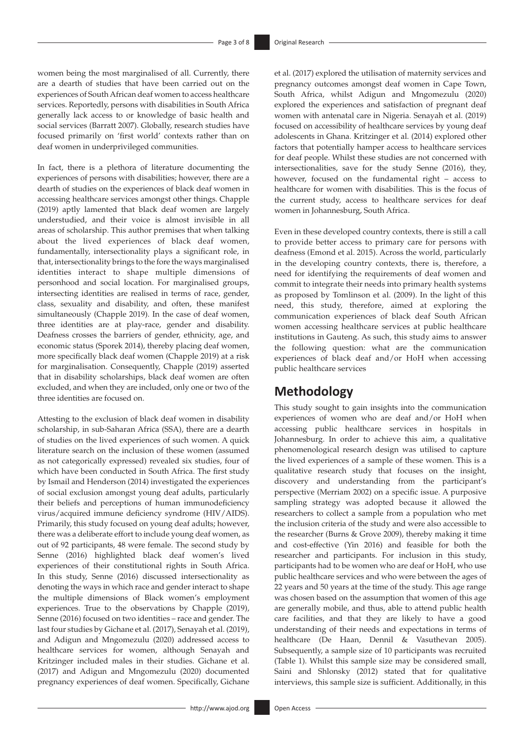women being the most marginalised of all. Currently, there are a dearth of studies that have been carried out on the experiences of South African deaf women to access healthcare services. Reportedly, persons with disabilities in South Africa generally lack access to or knowledge of basic health and social services (Barratt 2007). Globally, research studies have focused primarily on 'first world' contexts rather than on deaf women in underprivileged communities.

In fact, there is a plethora of literature documenting the experiences of persons with disabilities; however, there are a dearth of studies on the experiences of black deaf women in accessing healthcare services amongst other things. Chapple (2019) aptly lamented that black deaf women are largely understudied, and their voice is almost invisible in all areas of scholarship. This author premises that when talking about the lived experiences of black deaf women, fundamentally, intersectionality plays a significant role, in that, intersectionality brings to the fore the ways marginalised identities interact to shape multiple dimensions of personhood and social location. For marginalised groups, intersecting identities are realised in terms of race, gender, class, sexuality and disability, and often, these manifest simultaneously (Chapple 2019). In the case of deaf women, three identities are at play-race, gender and disability. Deafness crosses the barriers of gender, ethnicity, age, and economic status (Sporek 2014), thereby placing deaf women, more specifically black deaf women (Chapple 2019) at a risk for marginalisation. Consequently, Chapple (2019) asserted that in disability scholarships, black deaf women are often excluded, and when they are included, only one or two of the three identities are focused on.

Attesting to the exclusion of black deaf women in disability scholarship, in sub-Saharan Africa (SSA), there are a dearth of studies on the lived experiences of such women. A quick literature search on the inclusion of these women (assumed as not categorically expressed) revealed six studies, four of which have been conducted in South Africa. The first study by Ismail and Henderson (2014) investigated the experiences of social exclusion amongst young deaf adults, particularly their beliefs and perceptions of human immunodeficiency virus/acquired immune deficiency syndrome (HIV/AIDS). Primarily, this study focused on young deaf adults; however, there was a deliberate effort to include young deaf women, as out of 92 participants, 48 were female. The second study by Senne (2016) highlighted black deaf women's lived experiences of their constitutional rights in South Africa. In this study, Senne (2016) discussed intersectionality as denoting the ways in which race and gender interact to shape the multiple dimensions of Black women's employment experiences. True to the observations by Chapple (2019), Senne (2016) focused on two identities – race and gender. The last four studies by Gichane et al. (2017), Senayah et al. (2019), and Adigun and Mngomezulu (2020) addressed access to healthcare services for women, although Senayah and Kritzinger included males in their studies. Gichane et al. (2017) and Adigun and Mngomezulu (2020) documented pregnancy experiences of deaf women. Specifically, Gichane et al. (2017) explored the utilisation of maternity services and pregnancy outcomes amongst deaf women in Cape Town, South Africa, whilst Adigun and Mngomezulu (2020) explored the experiences and satisfaction of pregnant deaf women with antenatal care in Nigeria. Senayah et al. (2019) focused on accessibility of healthcare services by young deaf adolescents in Ghana. Kritzinger et al. (2014) explored other factors that potentially hamper access to healthcare services for deaf people. Whilst these studies are not concerned with intersectionalities, save for the study Senne (2016), they, however, focused on the fundamental right – access to healthcare for women with disabilities. This is the focus of the current study, access to healthcare services for deaf women in Johannesburg, South Africa.

Even in these developed country contexts, there is still a call to provide better access to primary care for persons with deafness (Emond et al. 2015). Across the world, particularly in the developing country contexts, there is, therefore, a need for identifying the requirements of deaf women and commit to integrate their needs into primary health systems as proposed by Tomlinson et al. (2009). In the light of this need, this study, therefore, aimed at exploring the communication experiences of black deaf South African women accessing healthcare services at public healthcare institutions in Gauteng. As such, this study aims to answer the following question: what are the communication experiences of black deaf and/or HoH when accessing public healthcare services

## Methodology

This study sought to gain insights into the communication experiences of women who are deaf and/or HoH when accessing public healthcare services in hospitals in Johannesburg. In order to achieve this aim, a qualitative phenomenological research design was utilised to capture the lived experiences of a sample of these women. This is a qualitative research study that focuses on the insight, discovery and understanding from the participant's perspective (Merriam 2002) on a specific issue. A purposive sampling strategy was adopted because it allowed the researchers to collect a sample from a population who met the inclusion criteria of the study and were also accessible to the researcher (Burns & Grove 2009), thereby making it time and cost-effective (Yin 2016) and feasible for both the researcher and participants. For inclusion in this study, participants had to be women who are deaf or HoH, who use public healthcare services and who were between the ages of 22 years and 50 years at the time of the study. This age range was chosen based on the assumption that women of this age are generally mobile, and thus, able to attend public health care facilities, and that they are likely to have a good understanding of their needs and expectations in terms of healthcare (De Haan, Dennil & Vasuthevan 2005). Subsequently, a sample size of 10 participants was recruited (Table 1). Whilst this sample size may be considered small, Saini and Shlonsky (2012) stated that for qualitative interviews, this sample size is sufficient. Additionally, in this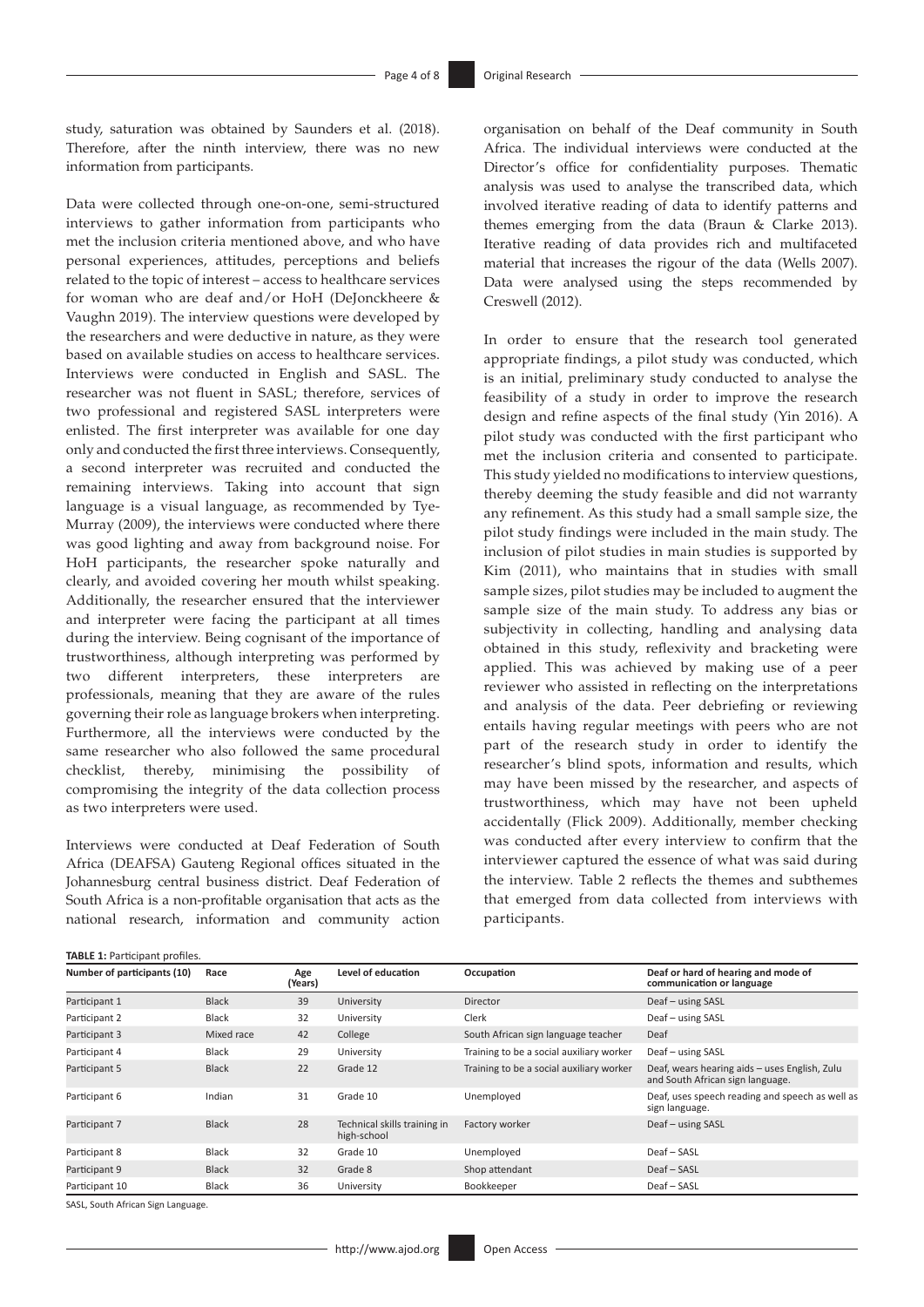study, saturation was obtained by Saunders et al. (2018). Therefore, after the ninth interview, there was no new information from participants.

Data were collected through one-on-one, semi-structured interviews to gather information from participants who met the inclusion criteria mentioned above, and who have personal experiences, attitudes, perceptions and beliefs related to the topic of interest – access to healthcare services for woman who are deaf and/or HoH (DeJonckheere & Vaughn 2019). The interview questions were developed by the researchers and were deductive in nature, as they were based on available studies on access to healthcare services. Interviews were conducted in English and SASL. The researcher was not fluent in SASL; therefore, services of two professional and registered SASL interpreters were enlisted. The first interpreter was available for one day only and conducted the first three interviews. Consequently, a second interpreter was recruited and conducted the remaining interviews. Taking into account that sign language is a visual language, as recommended by Tye-Murray (2009), the interviews were conducted where there was good lighting and away from background noise. For HoH participants, the researcher spoke naturally and clearly, and avoided covering her mouth whilst speaking. Additionally, the researcher ensured that the interviewer and interpreter were facing the participant at all times during the interview. Being cognisant of the importance of trustworthiness, although interpreting was performed by two different interpreters, these interpreters are professionals, meaning that they are aware of the rules governing their role as language brokers when interpreting. Furthermore, all the interviews were conducted by the same researcher who also followed the same procedural checklist, thereby, minimising the possibility of compromising the integrity of the data collection process as two interpreters were used.

Interviews were conducted at Deaf Federation of South Africa (DEAFSA) Gauteng Regional offices situated in the Johannesburg central business district. Deaf Federation of South Africa is a non-profitable organisation that acts as the national research, information and community action organisation on behalf of the Deaf community in South Africa. The individual interviews were conducted at the Director's office for confidentiality purposes. Thematic analysis was used to analyse the transcribed data, which involved iterative reading of data to identify patterns and themes emerging from the data (Braun & Clarke 2013). Iterative reading of data provides rich and multifaceted material that increases the rigour of the data (Wells 2007). Data were analysed using the steps recommended by Creswell (2012).

In order to ensure that the research tool generated appropriate findings, a pilot study was conducted, which is an initial, preliminary study conducted to analyse the feasibility of a study in order to improve the research design and refine aspects of the final study (Yin 2016). A pilot study was conducted with the first participant who met the inclusion criteria and consented to participate. This study yielded no modifications to interview questions, thereby deeming the study feasible and did not warranty any refinement. As this study had a small sample size, the pilot study findings were included in the main study. The inclusion of pilot studies in main studies is supported by Kim (2011), who maintains that in studies with small sample sizes, pilot studies may be included to augment the sample size of the main study. To address any bias or subjectivity in collecting, handling and analysing data obtained in this study, reflexivity and bracketing were applied. This was achieved by making use of a peer reviewer who assisted in reflecting on the interpretations and analysis of the data. Peer debriefing or reviewing entails having regular meetings with peers who are not part of the research study in order to identify the researcher's blind spots, information and results, which may have been missed by the researcher, and aspects of trustworthiness, which may have not been upheld accidentally (Flick 2009). Additionally, member checking was conducted after every interview to confirm that the interviewer captured the essence of what was said during the interview. Table 2 reflects the themes and subthemes that emerged from data collected from interviews with participants.

**TABLE 1:** Participant profiles.

| Number of participants (10) | Race | Age (Years) | Level of education | Occupation | Deaf or hard of hearing and mode of communication or language |
|---|---|---|---|---|---|
| Participant 1 | Black | 39 | University | Director | Deaf – using SASL |
| Participant 2 | Black | 32 | University | Clerk | Deaf – using SASL |
| Participant 3 | Mixed race | 42 | College | South African sign language teacher | Deaf |
| Participant 4 | Black | 29 | University | Training to be a social auxiliary worker | Deaf – using SASL |
| Participant 5 | Black | 22 | Grade 12 | Training to be a social auxiliary worker | Deaf, wears hearing aids – uses English, Zulu and South African sign language. |
| Participant 6 | Indian | 31 | Grade 10 | Unemployed | Deaf, uses speech reading and speech as well as sign language. |
| Participant 7 | Black | 28 | Technical skills training in high-school | Factory worker | Deaf – using SASL |
| Participant 8 | Black | 32 | Grade 10 | Unemployed | Deaf – SASL |
| Participant 9 | Black | 32 | Grade 8 | Shop attendant | Deaf – SASL |
| Participant 10 | Black | 36 | University | Bookkeeper | Deaf – SASL |

SASL, South African Sign Language.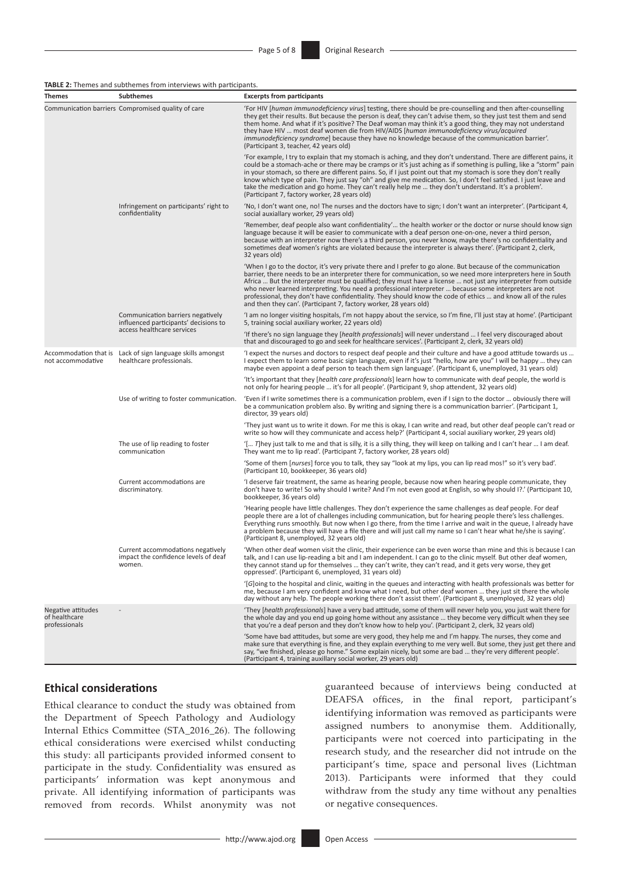**TABLE 2:** Themes and subthemes from interviews with participants.

| Themes | Subthemes | Excerpts from participants |
|---|---|---|
| Communication barriers | Compromised quality of care | 'For HIV [*human immunodeficiency virus*] testing, there should be pre-counselling and then after-counselling they get their results. But because the person is deaf, they can't advise them, so they just test them and send them home. And what if it's positive? The Deaf woman may think it's a good thing, they may not understand they have HIV … most deaf women die from HIV/AIDS [*human immunodeficiency virus/acquired immunodeficiency syndrome*] because they have no knowledge because of the communication barrier'. (Participant 3, teacher, 42 years old) |
| | | 'For example, I try to explain that my stomach is aching, and they don't understand. There are different pains, it could be a stomach-ache or there may be cramps or it's just aching as if something is pulling, like a "storm" pain in your stomach, so there are different pains. So, if I just point out that my stomach is sore they don't really know which type of pain. They just say "oh" and give me medication. So, I don't feel satisfied. I just leave and take the medication and go home. They can't really help me … they don't understand. It's a problem'. (Participant 7, factory worker, 28 years old) |
| | Infringement on participants' right to confidentiality | 'No, I don't want one, no! The nurses and the doctors have to sign; I don't want an interpreter'. (Participant 4, social auxiliary worker, 29 years old) |
| | | 'Remember, deaf people also want confidentiality'… the health worker or the doctor or nurse should know sign language because it will be easier to communicate with a deaf person one-on-one, never a third person, because with an interpreter now there's a third person, you never know, maybe there's no confidentiality and sometimes deaf women's rights are violated because the interpreter is always there'. (Participant 2, clerk, 32 years old) |
| | | 'When I go to the doctor, it's very private there and I prefer to go alone. But because of the communication barrier, there needs to be an interpreter there for communication, so we need more interpreters here in South Africa … But the interpreter must be qualified; they must have a license … not just any interpreter from outside who never learned interpreting. You need a professional interpreter … because some interpreters are not professional, they don't have confidentiality. They should know the code of ethics … and know all of the rules and then they can'. (Participant 7, factory worker, 28 years old) |
| | Communication barriers negatively influenced participants' decisions to access healthcare services | 'I am no longer visiting hospitals, I'm not happy about the service, so I'm fine, I'll just stay at home'. (Participant 5, training social auxiliary worker, 22 years old) |
| | | 'If there's no sign language they [*health professionals*] will never understand … I feel very discouraged about that and discouraged to go and seek for healthcare services'. (Participant 2, clerk, 32 years old) |
| Accommodation that is not accommodative | Lack of sign language skills amongst healthcare professionals. | 'I expect the nurses and doctors to respect deaf people and their culture and have a good attitude towards us … I expect them to learn some basic sign language, even if it's just "hello, how are you" I will be happy … they can maybe even appoint a deaf person to teach them sign language'. (Participant 6, unemployed, 31 years old) |
| | | 'It's important that they [*health care professionals*] learn how to communicate with deaf people, the world is not only for hearing people … it's for all people'. (Participant 9, shop attendent, 32 years old) |
| | Use of writing to foster communication. | 'Even if I write sometimes there is a communication problem, even if I sign to the doctor … obviously there will be a communication problem also. By writing and signing there is a communication barrier'. (Participant 1, director, 39 years old) |
| | | 'They just want us to write it down. For me this is okay, I can write and read, but other deaf people can't read or write so how will they communicate and access help?' (Participant 4, social auxiliary worker, 29 years old) |
| | The use of lip reading to foster communication | '[… *T*]hey just talk to me and that is silly, it is a silly thing, they will keep on talking and I can't hear … I am deaf. They want me to lip read'. (Participant 7, factory worker, 28 years old) |
| | | 'Some of them [*nurses*] force you to talk, they say "look at my lips, you can lip read mos!" so it's very bad'. (Participant 10, bookkeeper, 36 years old) |
| | Current accommodations are discriminatory. | 'I deserve fair treatment, the same as hearing people, because now when hearing people communicate, they don't have to write! So why should I write? And I'm not even good at English, so why should I?.' (Participant 10, bookkeeper, 36 years old) |
| | | 'Hearing people have little challenges. They don't experience the same challenges as deaf people. For deaf people there are a lot of challenges including communication, but for hearing people there's less challenges. Everything runs smoothly. But now when I go there, from the time I arrive and wait in the queue, I already have a problem because they will have a file there and will just call my name so I can't hear what he/she is saying'. (Participant 8, unemployed, 32 years old) |
| | Current accommodations negatively impact the confidence levels of deaf women. | 'When other deaf women visit the clinic, their experience can be even worse than mine and this is because I can talk, and I can use lip-reading a bit and I am independent. I can go to the clinic myself. But other deaf women, they cannot stand up for themselves … they can't write, they can't read, and it gets very worse, they get oppressed'. (Participant 6, unemployed, 31 years old) |
| | | '[*G*]oing to the hospital and clinic, waiting in the queues and interacting with health professionals was better for me, because I am very confident and know what I need, but other deaf women … they just sit there the whole day without any help. The people working there don't assist them'. (Participant 8, unemployed, 32 years old) |
| Negative attitudes of healthcare professionals | - | 'They [*health professionals*] have a very bad attitude, some of them will never help you, you just wait there for the whole day and you end up going home without any assistance … they become very difficult when they see that you're a deaf person and they don't know how to help you'. (Participant 2, clerk, 32 years old) |
| | | 'Some have bad attitudes, but some are very good, they help me and I'm happy. The nurses, they come and make sure that everything is fine, and they explain everything to me very well. But some, they just get there and say, "we finished, please go home." Some explain nicely, but some are bad … they're very different people'. (Participant 4, training auxillary social worker, 29 years old) |

## Ethical considerations

Ethical clearance to conduct the study was obtained from the Department of Speech Pathology and Audiology Internal Ethics Committee (STA_2016_26). The following ethical considerations were exercised whilst conducting this study: all participants provided informed consent to participate in the study. Confidentiality was ensured as participants' information was kept anonymous and private. All identifying information of participants was removed from records. Whilst anonymity was not guaranteed because of interviews being conducted at DEAFSA offices, in the final report, participant's identifying information was removed as participants were assigned numbers to anonymise them. Additionally, participants were not coerced into participating in the research study, and the researcher did not intrude on the participant's time, space and personal lives (Lichtman 2013). Participants were informed that they could withdraw from the study any time without any penalties or negative consequences.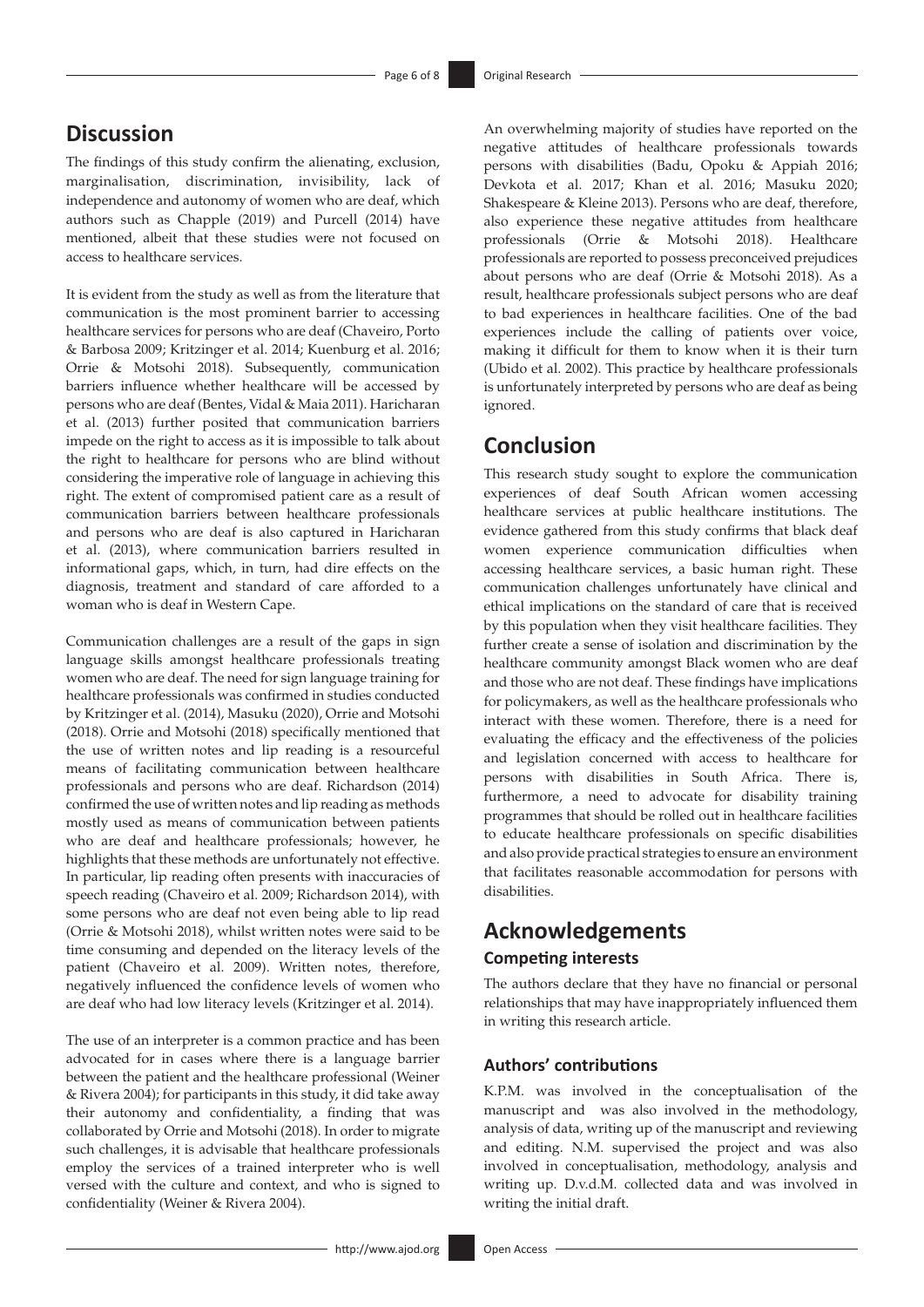## Discussion

The findings of this study confirm the alienating, exclusion, marginalisation, discrimination, invisibility, lack of independence and autonomy of women who are deaf, which authors such as Chapple (2019) and Purcell (2014) have mentioned, albeit that these studies were not focused on access to healthcare services.

It is evident from the study as well as from the literature that communication is the most prominent barrier to accessing healthcare services for persons who are deaf (Chaveiro, Porto & Barbosa 2009; Kritzinger et al. 2014; Kuenburg et al. 2016; Orrie & Motsohi 2018). Subsequently, communication barriers influence whether healthcare will be accessed by persons who are deaf (Bentes, Vidal & Maia 2011). Haricharan et al. (2013) further posited that communication barriers impede on the right to access as it is impossible to talk about the right to healthcare for persons who are blind without considering the imperative role of language in achieving this right. The extent of compromised patient care as a result of communication barriers between healthcare professionals and persons who are deaf is also captured in Haricharan et al. (2013), where communication barriers resulted in informational gaps, which, in turn, had dire effects on the diagnosis, treatment and standard of care afforded to a woman who is deaf in Western Cape.

Communication challenges are a result of the gaps in sign language skills amongst healthcare professionals treating women who are deaf. The need for sign language training for healthcare professionals was confirmed in studies conducted by Kritzinger et al. (2014), Masuku (2020), Orrie and Motsohi (2018). Orrie and Motsohi (2018) specifically mentioned that the use of written notes and lip reading is a resourceful means of facilitating communication between healthcare professionals and persons who are deaf. Richardson (2014) confirmed the use of written notes and lip reading as methods mostly used as means of communication between patients who are deaf and healthcare professionals; however, he highlights that these methods are unfortunately not effective. In particular, lip reading often presents with inaccuracies of speech reading (Chaveiro et al. 2009; Richardson 2014), with some persons who are deaf not even being able to lip read (Orrie & Motsohi 2018), whilst written notes were said to be time consuming and depended on the literacy levels of the patient (Chaveiro et al. 2009). Written notes, therefore, negatively influenced the confidence levels of women who are deaf who had low literacy levels (Kritzinger et al. 2014).

The use of an interpreter is a common practice and has been advocated for in cases where there is a language barrier between the patient and the healthcare professional (Weiner & Rivera 2004); for participants in this study, it did take away their autonomy and confidentiality, a finding that was collaborated by Orrie and Motsohi (2018). In order to migrate such challenges, it is advisable that healthcare professionals employ the services of a trained interpreter who is well versed with the culture and context, and who is signed to confidentiality (Weiner & Rivera 2004).

An overwhelming majority of studies have reported on the negative attitudes of healthcare professionals towards persons with disabilities (Badu, Opoku & Appiah 2016; Devkota et al. 2017; Khan et al. 2016; Masuku 2020; Shakespeare & Kleine 2013). Persons who are deaf, therefore, also experience these negative attitudes from healthcare professionals (Orrie & Motsohi 2018). Healthcare professionals are reported to possess preconceived prejudices about persons who are deaf (Orrie & Motsohi 2018). As a result, healthcare professionals subject persons who are deaf to bad experiences in healthcare facilities. One of the bad experiences include the calling of patients over voice, making it difficult for them to know when it is their turn (Ubido et al. 2002). This practice by healthcare professionals is unfortunately interpreted by persons who are deaf as being ignored.

## Conclusion

This research study sought to explore the communication experiences of deaf South African women accessing healthcare services at public healthcare institutions. The evidence gathered from this study confirms that black deaf women experience communication difficulties when accessing healthcare services, a basic human right. These communication challenges unfortunately have clinical and ethical implications on the standard of care that is received by this population when they visit healthcare facilities. They further create a sense of isolation and discrimination by the healthcare community amongst Black women who are deaf and those who are not deaf. These findings have implications for policymakers, as well as the healthcare professionals who interact with these women. Therefore, there is a need for evaluating the efficacy and the effectiveness of the policies and legislation concerned with access to healthcare for persons with disabilities in South Africa. There is, furthermore, a need to advocate for disability training programmes that should be rolled out in healthcare facilities to educate healthcare professionals on specific disabilities and also provide practical strategies to ensure an environment that facilitates reasonable accommodation for persons with disabilities.

## Acknowledgements

### Competing interests

The authors declare that they have no financial or personal relationships that may have inappropriately influenced them in writing this research article.

### Authors' contributions

K.P.M. was involved in the conceptualisation of the manuscript and was also involved in the methodology, analysis of data, writing up of the manuscript and reviewing and editing. N.M. supervised the project and was also involved in conceptualisation, methodology, analysis and writing up. D.v.d.M. collected data and was involved in writing the initial draft.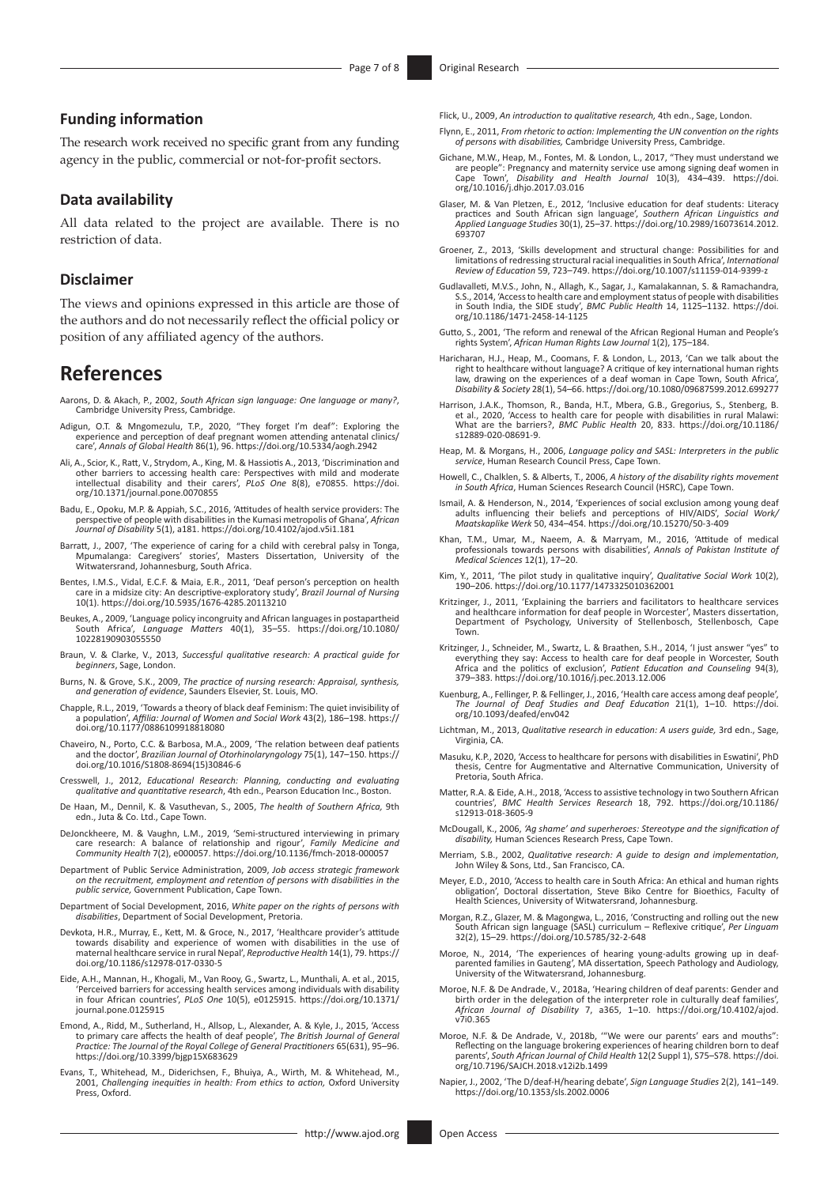## Funding information

The research work received no specific grant from any funding agency in the public, commercial or not-for-profit sectors.

## Data availability

All data related to the project are available. There is no restriction of data.

## Disclaimer

The views and opinions expressed in this article are those of the authors and do not necessarily reflect the official policy or position of any affiliated agency of the authors.

# References

Aarons, D. & Akach, P., 2002, *South African sign language: One language or many?*, Cambridge University Press, Cambridge.

Adigun, O.T. & Mngomezulu, T.P., 2020, "They forget I'm deaf": Exploring the experience and perception of deaf pregnant women attending antenatal clinics/care', *Annals of Global Health* 86(1), 96. https://doi.org/10.5334/aogh.2942

Ali, A., Scior, K., Ratt, V., Strydom, A., King, M. & Hassiotis A., 2013, 'Discrimination and other barriers to accessing health care: Perspectives with mild and moderate intellectual disability and their carers', *PLoS One* 8(8), e70855. https://doi.org/10.1371/journal.pone.0070855

Badu, E., Opoku, M.P. & Appiah, S.C., 2016, 'Attitudes of health service providers: The perspective of people with disabilities in the Kumasi metropolis of Ghana', *African Journal of Disability* 5(1), a181. https://doi.org/10.4102/ajod.v5i1.181

Barratt, J., 2007, 'The experience of caring for a child with cerebral palsy in Tonga, Mpumalanga: Caregivers' stories', Masters Dissertation, University of the Witwatersrand, Johannesburg, South Africa.

Bentes, I.M.S., Vidal, E.C.F. & Maia, E.R., 2011, 'Deaf person's perception on health care in a midsize city: An descriptive-exploratory study', *Brazil Journal of Nursing* 10(1). https://doi.org/10.5935/1676-4285.20113210

Beukes, A., 2009, 'Language policy incongruity and African languages in postapartheid South Africa', *Language Matters* 40(1), 35–55. https://doi.org/10.1080/10228190903055550

Braun, V. & Clarke, V., 2013, *Successful qualitative research: A practical guide for beginners*, Sage, London.

Burns, N. & Grove, S.K., 2009, *The practice of nursing research: Appraisal, synthesis, and generation of evidence*, Saunders Elsevier, St. Louis, MO.

Chapple, R.L., 2019, 'Towards a theory of black deaf Feminism: The quiet invisibility of a population', *Affilia: Journal of Women and Social Work* 43(2), 186–198. https://doi.org/10.1177/0886109918818080

Chaveiro, N., Porto, C.C. & Barbosa, M.A., 2009, 'The relation between deaf patients and the doctor', *Brazilian Journal of Otorhinolaryngology* 75(1), 147–150. https://doi.org/10.1016/S1808-8694(15)30846-6

Cresswell, J., 2012, *Educational Research: Planning, conducting and evaluating qualitative and quantitative research*, 4th edn., Pearson Education Inc., Boston.

De Haan, M., Dennil, K. & Vasuthevan, S., 2005, *The health of Southern Africa,* 9th edn., Juta & Co. Ltd., Cape Town.

DeJonckheere, M. & Vaughn, L.M., 2019, 'Semi-structured interviewing in primary care research: A balance of relationship and rigour', *Family Medicine and Community Health* 7(2), e000057. https://doi.org/10.1136/fmch-2018-000057

Department of Public Service Administration, 2009, *Job access strategic framework on the recruitment, employment and retention of persons with disabilities in the public service,* Government Publication, Cape Town.

Department of Social Development, 2016, *White paper on the rights of persons with disabilities*, Department of Social Development, Pretoria.

Devkota, H.R., Murray, E., Kett, M. & Groce, N., 2017, 'Healthcare provider's attitude towards disability and experience of women with disabilities in the use of maternal healthcare service in rural Nepal', *Reproductive Health* 14(1), 79. https://doi.org/10.1186/s12978-017-0330-5

Eide, A.H., Mannan, H., Khogali, M., Van Rooy, G., Swartz, L., Munthali, A. et al., 2015, 'Perceived barriers for accessing health services among individuals with disability in four African countries', *PLoS One* 10(5), e0125915. https://doi.org/10.1371/journal.pone.0125915

Emond, A., Ridd, M., Sutherland, H., Allsop, L., Alexander, A. & Kyle, J., 2015, 'Access to primary care affects the health of deaf people', *The British Journal of General Practice: The Journal of the Royal College of General Practitioners* 65(631), 95–96. https://doi.org/10.3399/bjgp15X683629

Evans, T., Whitehead, M., Diderichsen, F., Bhuiya, A., Wirth, M. & Whitehead, M., 2001, *Challenging inequities in health: From ethics to action*, Oxford University Press, Oxford.

Flick, U., 2009, *An introduction to qualitative research*, 4th edn., Sage, London.

Flynn, E., 2011, *From rhetoric to action: Implementing the UN convention on the rights of persons with disabilities,* Cambridge University Press, Cambridge.

Gichane, M.W., Heap, M., Fontes, M. & London, L., 2017, "They must understand we are people": Pregnancy and maternity service use among signing deaf women in Cape Town', *Disability and Health Journal* 10(3), 434–439. https://doi.org/10.1016/j.dhjo.2017.03.016

Glaser, M. & Van Pletzen, E., 2012, 'Inclusive education for deaf students: Literacy practices and South African sign language', *Southern African Linguistics and Applied Language Studies* 30(1), 25–37. https://doi.org/10.2989/16073614.2012.693707

Groener, Z., 2013, 'Skills development and structural change: Possibilities for and limitations of redressing structural racial inequalities in South Africa', *International Review of Education* 59, 723–749. https://doi.org/10.1007/s11159-014-9399-z

Gudlavalleti, M.V.S., John, N., Allagh, K., Sagar, J., Kamalakannan, S. & Ramachandra, S.S., 2014, 'Access to health care and employment status of people with disabilities in South India, the SIDE study', *BMC Public Health* 14, 1125–1132. https://doi.org/10.1186/1471-2458-14-1125

Gutto, S., 2001, 'The reform and renewal of the African Regional Human and People's rights System', *African Human Rights Law Journal* 1(2), 175–184.

Haricharan, H.J., Heap, M., Coomans, F. & London, L., 2013, 'Can we talk about the right to healthcare without language? A critique of key international human rights law, drawing on the experiences of a deaf woman in Cape Town, South Africa', *Disability & Society* 28(1), 54–66. https://doi.org/10.1080/09687599.2012.699277

Harrison, J.A.K., Thomson, R., Banda, H.T., Mbera, G.B., Gregorius, S., Stenberg, B. et al., 2020, 'Access to health care for people with disabilities in rural Malawi: What are the barriers?, *BMC Public Health* 20, 833. https://doi.org/10.1186/s12889-020-08691-9.

Heap, M. & Morgans, H., 2006, *Language policy and SASL: Interpreters in the public service*, Human Research Council Press, Cape Town.

Howell, C., Chalklen, S. & Alberts, T., 2006, *A history of the disability rights movement in South Africa*, Human Sciences Research Council (HSRC), Cape Town.

Ismail, A. & Henderson, N., 2014, 'Experiences of social exclusion among young deaf adults influencing their beliefs and perceptions of HIV/AIDS', *Social Work/Maatskaplike Werk* 50, 434–454. https://doi.org/10.15270/50-3-409

Khan, T.M., Umar, M., Naeem, A. & Marryam, M., 2016, 'Attitude of medical professionals towards persons with disabilities', *Annals of Pakistan Institute of Medical Sciences* 12(1), 17–20.

Kim, Y., 2011, 'The pilot study in qualitative inquiry', *Qualitative Social Work* 10(2), 190–206. https://doi.org/10.1177/1473325010362001

Kritzinger, J., 2011, 'Explaining the barriers and facilitators to healthcare services and healthcare information for deaf people in Worcester', Masters dissertation, Department of Psychology, University of Stellenbosch, Stellenbosch, Cape Town.

Kritzinger, J., Schneider, M., Swartz, L. & Braathen, S.H., 2014, 'I just answer "yes" to everything they say: Access to health care for deaf people in Worcester, South Africa and the politics of exclusion', *Patient Education and Counseling* 94(3), 379–383. https://doi.org/10.1016/j.pec.2013.12.006

Kuenburg, A., Fellinger, P. & Fellinger, J., 2016, 'Health care access among deaf people', *The Journal of Deaf Studies and Deaf Education* 21(1), 1–10. https://doi.org/10.1093/deafed/env042

Lichtman, M., 2013, *Qualitative research in education: A users guide,* 3rd edn., Sage, Virginia, CA.

Masuku, K.P., 2020, 'Access to healthcare for persons with disabilities in Eswatini', PhD thesis, Centre for Augmentative and Alternative Communication, University of Pretoria, South Africa.

Matter, R.A. & Eide, A.H., 2018, 'Access to assistive technology in two Southern African countries', *BMC Health Services Research* 18, 792. https://doi.org/10.1186/s12913-018-3605-9

McDougall, K., 2006, *'Ag shame' and superheroes: Stereotype and the signification of disability,* Human Sciences Research Press, Cape Town.

Merriam, S.B., 2002, *Qualitative research: A guide to design and implementation*, John Wiley & Sons, Ltd., San Francisco, CA.

Meyer, E.D., 2010, 'Access to health care in South Africa: An ethical and human rights obligation', Doctoral dissertation, Steve Biko Centre for Bioethics, Faculty of Health Sciences, University of Witwatersrand, Johannesburg.

Morgan, R.Z., Glazer, M. & Magongwa, L., 2016, 'Constructing and rolling out the new South African sign language (SASL) curriculum – Reflexive critique', *Per Linguam* 32(2), 15–29. https://doi.org/10.5785/32-2-648

Moroe, N., 2014, 'The experiences of hearing young-adults growing up in deaf-parented families in Gauteng', MA dissertation, Speech Pathology and Audiology, University of the Witwatersrand, Johannesburg.

Moroe, N.F. & De Andrade, V., 2018a, 'Hearing children of deaf parents: Gender and birth order in the delegation of the interpreter role in culturally deaf families', *African Journal of Disability* 7, a365, 1–10. https://doi.org/10.4102/ajod.v7i0.365

Moroe, N.F. & De Andrade, V., 2018b, '"We were our parents' ears and mouths": Reflecting on the language brokering experiences of hearing children born to deaf parents', *South African Journal of Child Health* 12(2 Suppl 1), S75–S78. https://doi.org/10.7196/SAJCH.2018.v12i2b.1499

Napier, J., 2002, 'The D/deaf-H/hearing debate', *Sign Language Studies* 2(2), 141–149. https://doi.org/10.1353/sls.2002.0006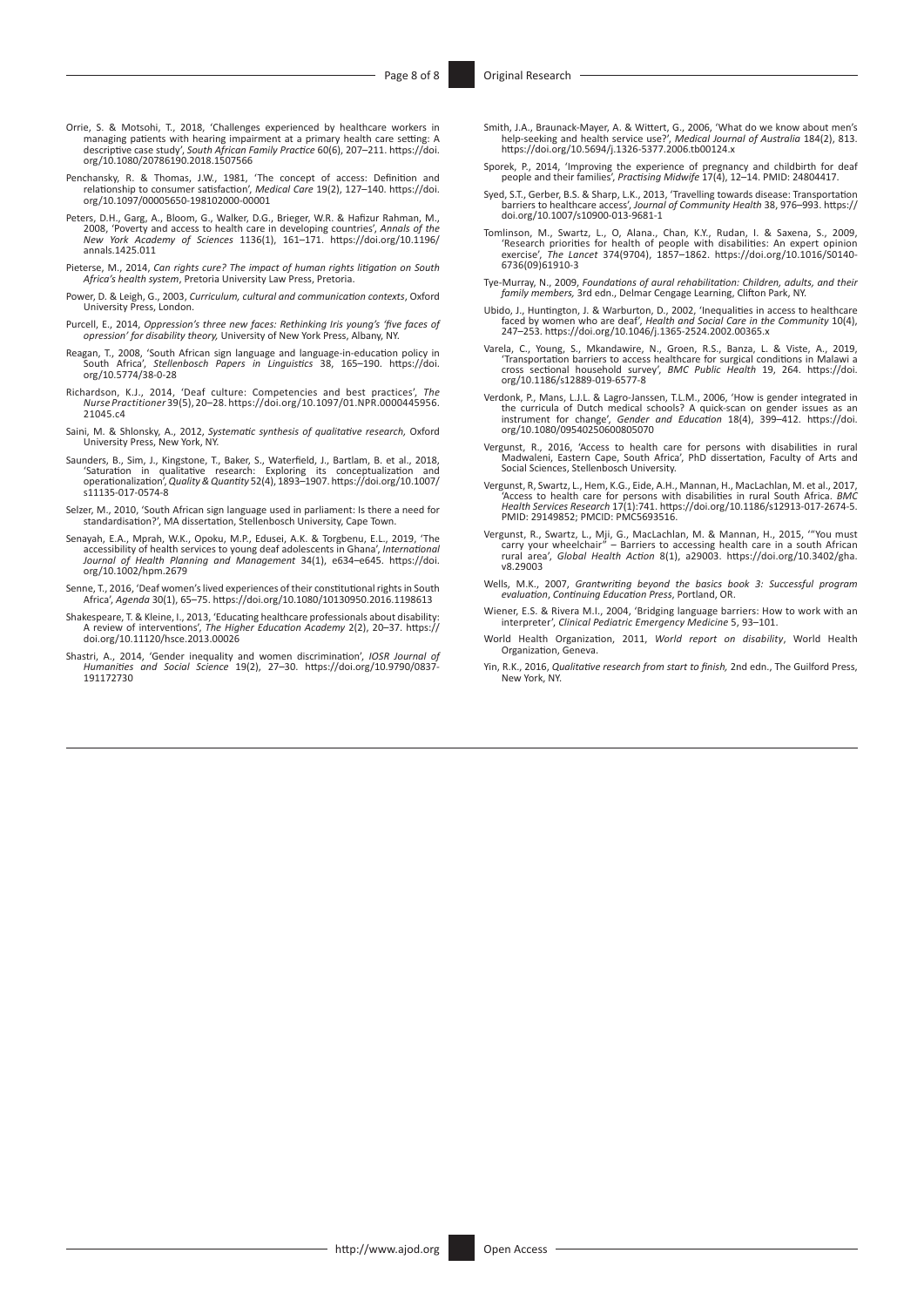Orrie, S. & Motsohi, T., 2018, 'Challenges experienced by healthcare workers in managing patients with hearing impairment at a primary health care setting: A descriptive case study', *South African Family Practice* 60(6), 207–211. https://doi.org/10.1080/20786190.2018.1507566

Penchansky, R. & Thomas, J.W., 1981, 'The concept of access: Definition and relationship to consumer satisfaction', *Medical Care* 19(2), 127–140. https://doi.org/10.1097/00005650-198102000-00001

Peters, D.H., Garg, A., Bloom, G., Walker, D.G., Brieger, W.R. & Hafizur Rahman, M., 2008, 'Poverty and access to health care in developing countries', *Annals of the New York Academy of Sciences* 1136(1), 161–171. https://doi.org/10.1196/annals.1425.011

Pieterse, M., 2014, *Can rights cure? The impact of human rights litigation on South Africa's health system*, Pretoria University Law Press, Pretoria.

Power, D. & Leigh, G., 2003, *Curriculum, cultural and communication contexts*, Oxford University Press, London.

Purcell, E., 2014, *Oppression's three new faces: Rethinking Iris young's 'five faces of opression' for disability theory,* University of New York Press, Albany, NY.

Reagan, T., 2008, 'South African sign language and language-in-education policy in South Africa', *Stellenbosch Papers in Linguistics* 38, 165–190. https://doi.org/10.5774/38-0-28

Richardson, K.J., 2014, 'Deaf culture: Competencies and best practices', *The Nurse Practitioner* 39(5), 20–28. https://doi.org/10.1097/01.NPR.0000445956.21045.c4

Saini, M. & Shlonsky, A., 2012, *Systematic synthesis of qualitative research,* Oxford University Press, New York, NY.

Saunders, B., Sim, J., Kingstone, T., Baker, S., Waterfield, J., Bartlam, B. et al., 2018, 'Saturation in qualitative research: Exploring its conceptualization and operationalization', *Quality & Quantity* 52(4), 1893–1907. https://doi.org/10.1007/s11135-017-0574-8

Selzer, M., 2010, 'South African sign language used in parliament: Is there a need for standardisation?', MA dissertation, Stellenbosch University, Cape Town.

Senayah, E.A., Mprah, W.K., Opoku, M.P., Edusei, A.K. & Torgbenu, E.L., 2019, 'The accessibility of health services to young deaf adolescents in Ghana', *International Journal of Health Planning and Management* 34(1), e634–e645. https://doi.org/10.1002/hpm.2679

Senne, T., 2016, 'Deaf women's lived experiences of their constitutional rights in South Africa', *Agenda* 30(1), 65–75. https://doi.org/10.1080/10130950.2016.1198613

Shakespeare, T. & Kleine, I., 2013, 'Educating healthcare professionals about disability: A review of interventions', *The Higher Education Academy* 2(2), 20–37. https://doi.org/10.11120/hsce.2013.00026

Shastri, A., 2014, 'Gender inequality and women discrimination', *IOSR Journal of Humanities and Social Science* 19(2), 27–30. https://doi.org/10.9790/0837-191172730

Smith, J.A., Braunack-Mayer, A. & Wittert, G., 2006, 'What do we know about men's help-seeking and health service use?', *Medical Journal of Australia* 184(2), 813. https://doi.org/10.5694/j.1326-5377.2006.tb00124.x

Sporek, P., 2014, 'Improving the experience of pregnancy and childbirth for deaf people and their families', *Practising Midwife* 17(4), 12–14. PMID: 24804417.

Syed, S.T., Gerber, B.S. & Sharp, L.K., 2013, 'Travelling towards disease: Transportation barriers to healthcare access', *Journal of Community Health* 38, 976–993. https://doi.org/10.1007/s10900-013-9681-1

Tomlinson, M., Swartz, L., O, Alana., Chan, K.Y., Rudan, I. & Saxena, S., 2009, 'Research priorities for health of people with disabilities: An expert opinion exercise', *The Lancet* 374(9704), 1857–1862. https://doi.org/10.1016/S0140-6736(09)61910-3

Tye-Murray, N., 2009, *Foundations of aural rehabilitation: Children, adults, and their family members,* 3rd edn., Delmar Cengage Learning, Clifton Park, NY.

Ubido, J., Huntington, J. & Warburton, D., 2002, 'Inequalities in access to healthcare faced by women who are deaf', *Health and Social Care in the Community* 10(4), 247–253. https://doi.org/10.1046/j.1365-2524.2002.00365.x

Varela, C., Young, S., Mkandawire, N., Groen, R.S., Banza, L. & Viste, A., 2019, 'Transportation barriers to access healthcare for surgical conditions in Malawi a cross sectional household survey', *BMC Public Health* 19, 264. https://doi.org/10.1186/s12889-019-6577-8

Verdonk, P., Mans, L.J.L. & Lagro-Janssen, T.L.M., 2006, 'How is gender integrated in the curricula of Dutch medical schools? A quick-scan on gender issues as an instrument for change', *Gender and Education* 18(4), 399–412. https://doi.org/10.1080/09540250600805070

Vergunst, R., 2016, 'Access to health care for persons with disabilities in rural Madwaleni, Eastern Cape, South Africa', PhD dissertation, Faculty of Arts and Social Sciences, Stellenbosch University.

Vergunst, R, Swartz, L., Hem, K.G., Eide, A.H., Mannan, H., MacLachlan, M. et al., 2017, 'Access to health care for persons with disabilities in rural South Africa. *BMC Health Services Research* 17(1):741. https://doi.org/10.1186/s12913-017-2674-5. PMID: 29149852; PMCID: PMC5693516.

Vergunst, R., Swartz, L., Mji, G., MacLachlan, M. & Mannan, H., 2015, '"You must carry your wheelchair" – Barriers to accessing health care in a south African rural area', *Global Health Action* 8(1), a29003. https://doi.org/10.3402/gha.v8.29003

Wells, M.K., 2007, *Grantwriting beyond the basics book 3: Successful program evaluation*, *Continuing Education Press*, Portland, OR.

Wiener, E.S. & Rivera M.I., 2004, 'Bridging language barriers: How to work with an interpreter', *Clinical Pediatric Emergency Medicine* 5, 93–101.

World Health Organization, 2011, *World report on disability*, World Health Organization, Geneva.

Yin, R.K., 2016, *Qualitative research from start to finish,* 2nd edn., The Guilford Press, New York, NY.